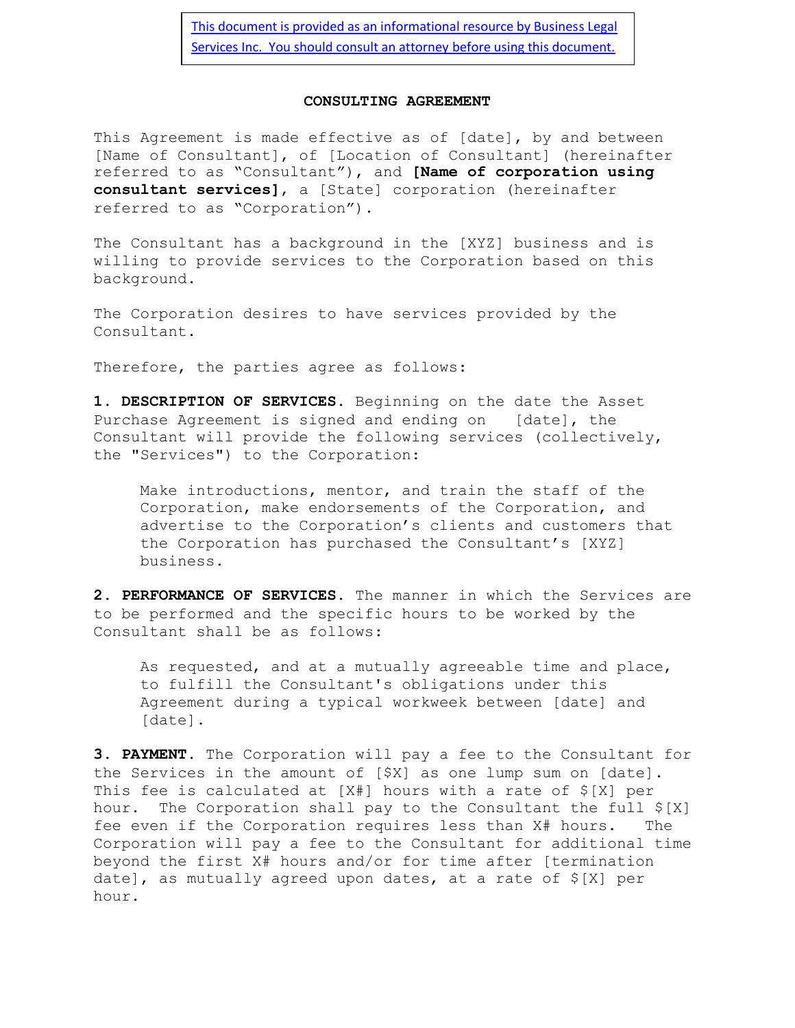This document is provided as an informational resource by Business Legal Services Inc. You should consult an attorney before using this document.

# CONSULTING AGREEMENT

This Agreement is made effective as of [date], by and between [Name of Consultant], of [Location of Consultant] (hereinafter referred to as "Consultant"), and **[Name of corporation using consultant services]**, a [State] corporation (hereinafter referred to as "Corporation").

The Consultant has a background in the [XYZ] business and is willing to provide services to the Corporation based on this background.

The Corporation desires to have services provided by the Consultant.

Therefore, the parties agree as follows:

**1. DESCRIPTION OF SERVICES.** Beginning on the date the Asset Purchase Agreement is signed and ending on [date], the Consultant will provide the following services (collectively, the "Services") to the Corporation:

> Make introductions, mentor, and train the staff of the Corporation, make endorsements of the Corporation, and advertise to the Corporation's clients and customers that the Corporation has purchased the Consultant's [XYZ] business.

**2. PERFORMANCE OF SERVICES.** The manner in which the Services are to be performed and the specific hours to be worked by the Consultant shall be as follows:

> As requested, and at a mutually agreeable time and place, to fulfill the Consultant's obligations under this Agreement during a typical workweek between [date] and [date].

**3. PAYMENT.** The Corporation will pay a fee to the Consultant for the Services in the amount of [$X] as one lump sum on [date]. This fee is calculated at [X#] hours with a rate of $[X] per hour. The Corporation shall pay to the Consultant the full $[X] fee even if the Corporation requires less than X# hours. The Corporation will pay a fee to the Consultant for additional time beyond the first X# hours and/or for time after [termination date], as mutually agreed upon dates, at a rate of $[X] per hour.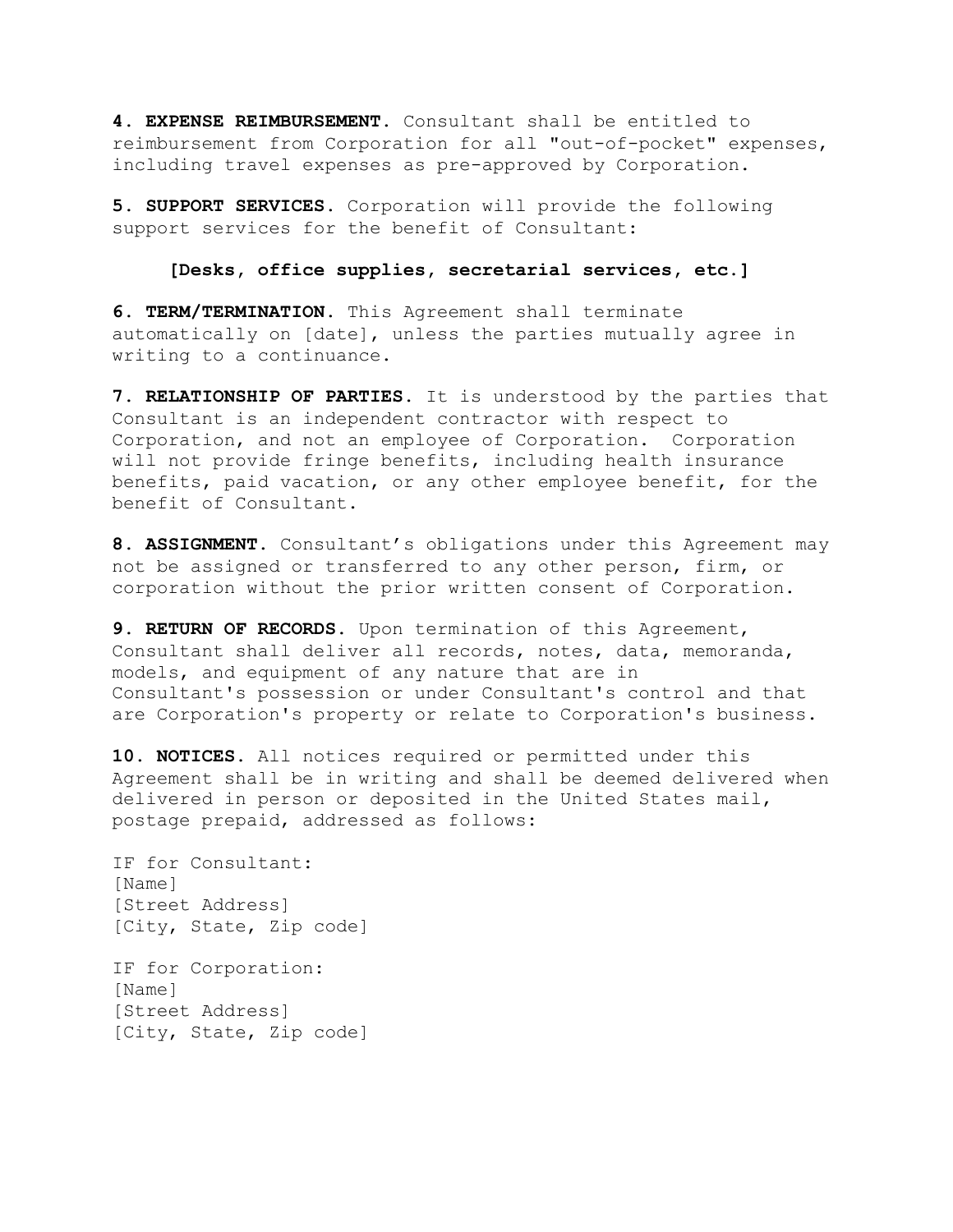**4. EXPENSE REIMBURSEMENT.** Consultant shall be entitled to reimbursement from Corporation for all "out-of-pocket" expenses, including travel expenses as pre-approved by Corporation.

**5. SUPPORT SERVICES.** Corporation will provide the following support services for the benefit of Consultant:

> **[Desks, office supplies, secretarial services, etc.]**

**6. TERM/TERMINATION.** This Agreement shall terminate automatically on [date], unless the parties mutually agree in writing to a continuance.

**7. RELATIONSHIP OF PARTIES.** It is understood by the parties that Consultant is an independent contractor with respect to Corporation, and not an employee of Corporation. Corporation will not provide fringe benefits, including health insurance benefits, paid vacation, or any other employee benefit, for the benefit of Consultant.

**8. ASSIGNMENT.** Consultant's obligations under this Agreement may not be assigned or transferred to any other person, firm, or corporation without the prior written consent of Corporation.

**9. RETURN OF RECORDS.** Upon termination of this Agreement, Consultant shall deliver all records, notes, data, memoranda, models, and equipment of any nature that are in Consultant's possession or under Consultant's control and that are Corporation's property or relate to Corporation's business.

**10. NOTICES.** All notices required or permitted under this Agreement shall be in writing and shall be deemed delivered when delivered in person or deposited in the United States mail, postage prepaid, addressed as follows:

IF for Consultant:  
[Name]  
[Street Address]  
[City, State, Zip code]

IF for Corporation:  
[Name]  
[Street Address]  
[City, State, Zip code]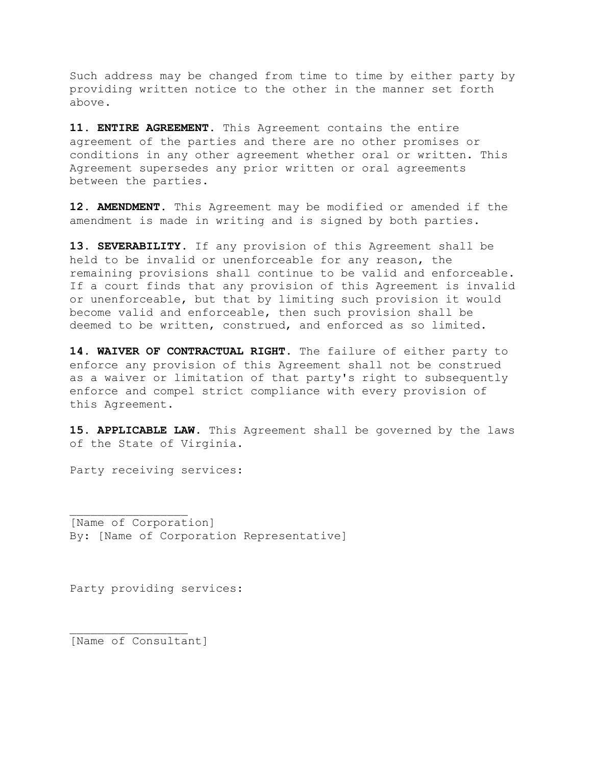Such address may be changed from time to time by either party by providing written notice to the other in the manner set forth above.

**11. ENTIRE AGREEMENT.** This Agreement contains the entire agreement of the parties and there are no other promises or conditions in any other agreement whether oral or written. This Agreement supersedes any prior written or oral agreements between the parties.

**12. AMENDMENT.** This Agreement may be modified or amended if the amendment is made in writing and is signed by both parties.

**13. SEVERABILITY.** If any provision of this Agreement shall be held to be invalid or unenforceable for any reason, the remaining provisions shall continue to be valid and enforceable. If a court finds that any provision of this Agreement is invalid or unenforceable, but that by limiting such provision it would become valid and enforceable, then such provision shall be deemed to be written, construed, and enforced as so limited.

**14. WAIVER OF CONTRACTUAL RIGHT.** The failure of either party to enforce any provision of this Agreement shall not be construed as a waiver or limitation of that party's right to subsequently enforce and compel strict compliance with every provision of this Agreement.

**15. APPLICABLE LAW.** This Agreement shall be governed by the laws of the State of Virginia.

Party receiving services:

\_\_\_\_\_\_\_\_\_\_\_\_\_\_\_\_\_\_

[Name of Corporation]
By: [Name of Corporation Representative]

Party providing services:

\_\_\_\_\_\_\_\_\_\_\_\_\_\_\_\_\_\_

[Name of Consultant]